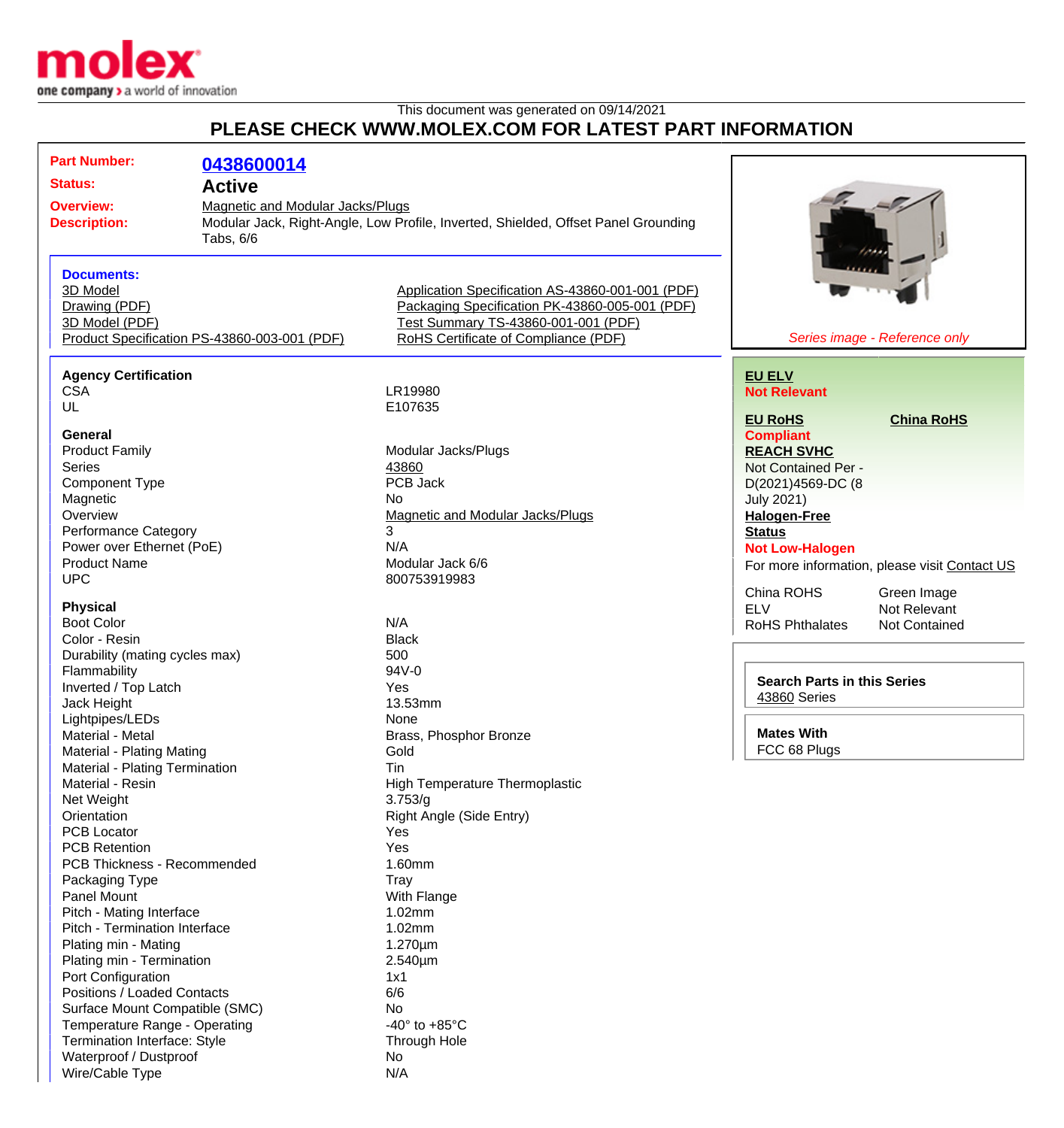molex
one company > a world of innovation

This document was generated on 09/14/2021

## PLEASE CHECK WWW.MOLEX.COM FOR LATEST PART INFORMATION

| | |
|---|---|
| **Part Number:** | **0438600014** |
| **Status:** | **Active** |
| **Overview:** | Magnetic and Modular Jacks/Plugs |
| **Description:** | Modular Jack, Right-Angle, Low Profile, Inverted, Shielded, Offset Panel Grounding Tabs, 6/6 |

*Series image - Reference only*

### Documents:

- 3D Model
- Drawing (PDF)
- 3D Model (PDF)
- Product Specification PS-43860-003-001 (PDF)
- Application Specification AS-43860-001-001 (PDF)
- Packaging Specification PK-43860-005-001 (PDF)
- Test Summary TS-43860-001-001 (PDF)
- RoHS Certificate of Compliance (PDF)

### Agency Certification

| | |
|---|---|
| CSA | LR19980 |
| UL | E107635 |

### General

| | |
|---|---|
| Product Family | Modular Jacks/Plugs |
| Series | 43860 |
| Component Type | PCB Jack |
| Magnetic | No |
| Overview | Magnetic and Modular Jacks/Plugs |
| Performance Category | 3 |
| Power over Ethernet (PoE) | N/A |
| Product Name | Modular Jack 6/6 |
| UPC | 800753919983 |

### Physical

| | |
|---|---|
| Boot Color | N/A |
| Color - Resin | Black |
| Durability (mating cycles max) | 500 |
| Flammability | 94V-0 |
| Inverted / Top Latch | Yes |
| Jack Height | 13.53mm |
| Lightpipes/LEDs | None |
| Material - Metal | Brass, Phosphor Bronze |
| Material - Plating Mating | Gold |
| Material - Plating Termination | Tin |
| Material - Resin | High Temperature Thermoplastic |
| Net Weight | 3.753/g |
| Orientation | Right Angle (Side Entry) |
| PCB Locator | Yes |
| PCB Retention | Yes |
| PCB Thickness - Recommended | 1.60mm |
| Packaging Type | Tray |
| Panel Mount | With Flange |
| Pitch - Mating Interface | 1.02mm |
| Pitch - Termination Interface | 1.02mm |
| Plating min - Mating | 1.270µm |
| Plating min - Termination | 2.540µm |
| Port Configuration | 1x1 |
| Positions / Loaded Contacts | 6/6 |
| Surface Mount Compatible (SMC) | No |
| Temperature Range - Operating | -40° to +85°C |
| Termination Interface: Style | Through Hole |
| Waterproof / Dustproof | No |
| Wire/Cable Type | N/A |

**EU ELV**
**Not Relevant**

**EU RoHS** — **Compliant**
**China RoHS**

**REACH SVHC**
Not Contained Per - D(2021)4569-DC (8 July 2021)

**Halogen-Free Status**
**Not Low-Halogen**

For more information, please visit Contact US

| | |
|---|---|
| China ROHS | Green Image |
| ELV | Not Relevant |
| RoHS Phthalates | Not Contained |

**Search Parts in this Series**
43860 Series

**Mates With**
FCC 68 Plugs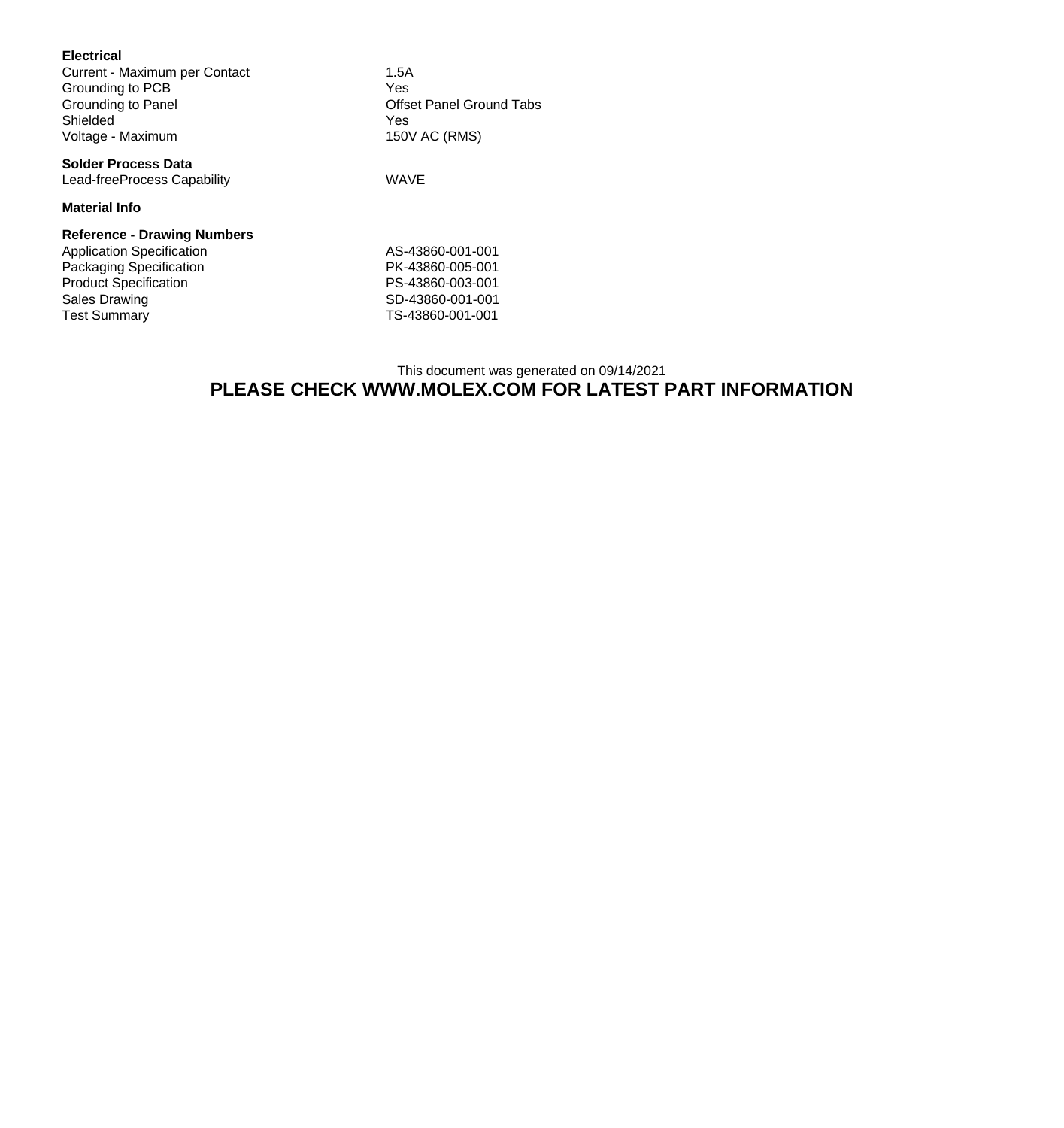**Electrical**

| | |
|---|---|
| Current - Maximum per Contact | 1.5A |
| Grounding to PCB | Yes |
| Grounding to Panel | Offset Panel Ground Tabs |
| Shielded | Yes |
| Voltage - Maximum | 150V AC (RMS) |

**Solder Process Data**

| | |
|---|---|
| Lead-freeProcess Capability | WAVE |

**Material Info**

**Reference - Drawing Numbers**

| | |
|---|---|
| Application Specification | AS-43860-001-001 |
| Packaging Specification | PK-43860-005-001 |
| Product Specification | PS-43860-003-001 |
| Sales Drawing | SD-43860-001-001 |
| Test Summary | TS-43860-001-001 |

This document was generated on 09/14/2021

**PLEASE CHECK WWW.MOLEX.COM FOR LATEST PART INFORMATION**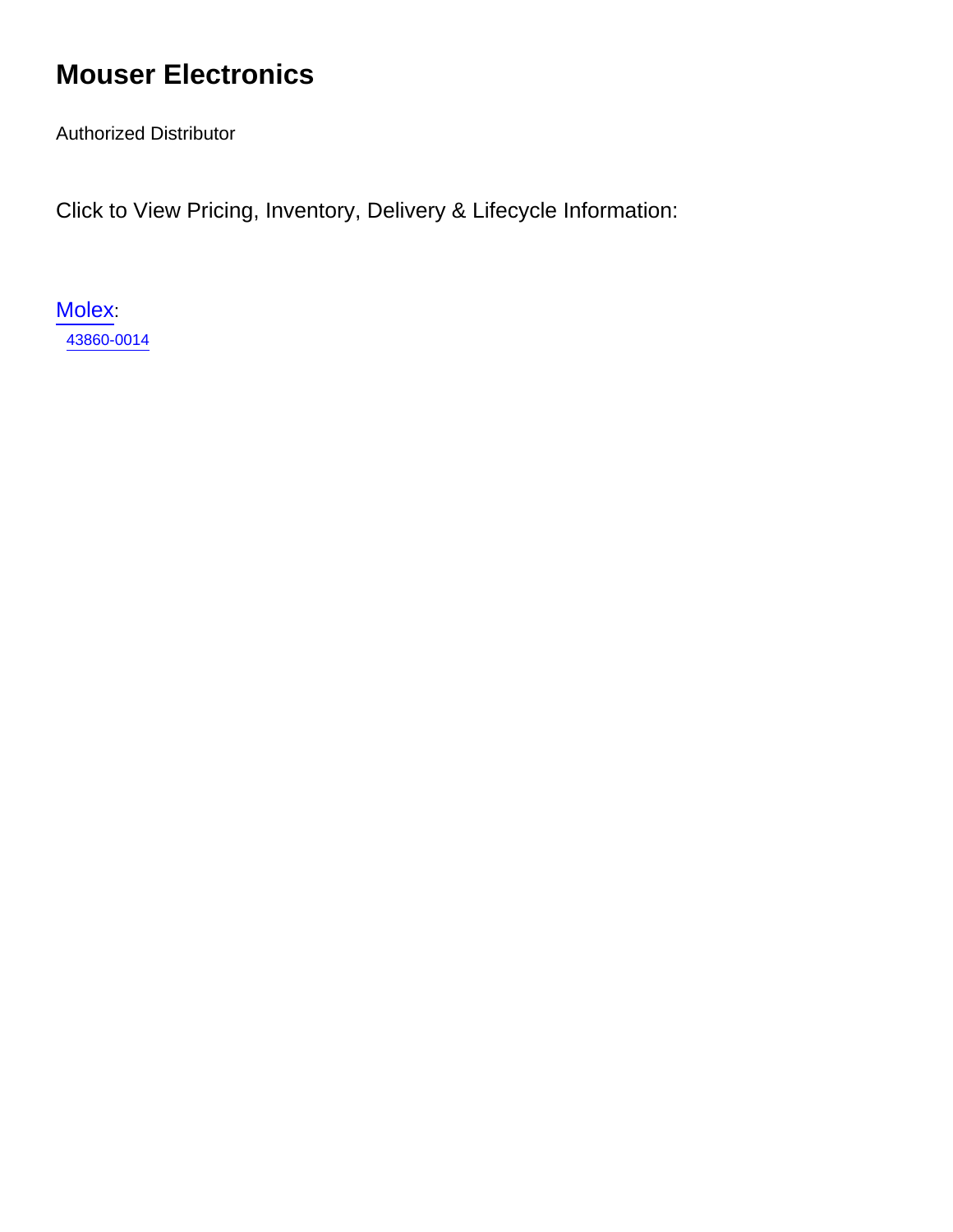# Mouser Electronics

Authorized Distributor

Click to View Pricing, Inventory, Delivery & Lifecycle Information:

Molex:

43860-0014